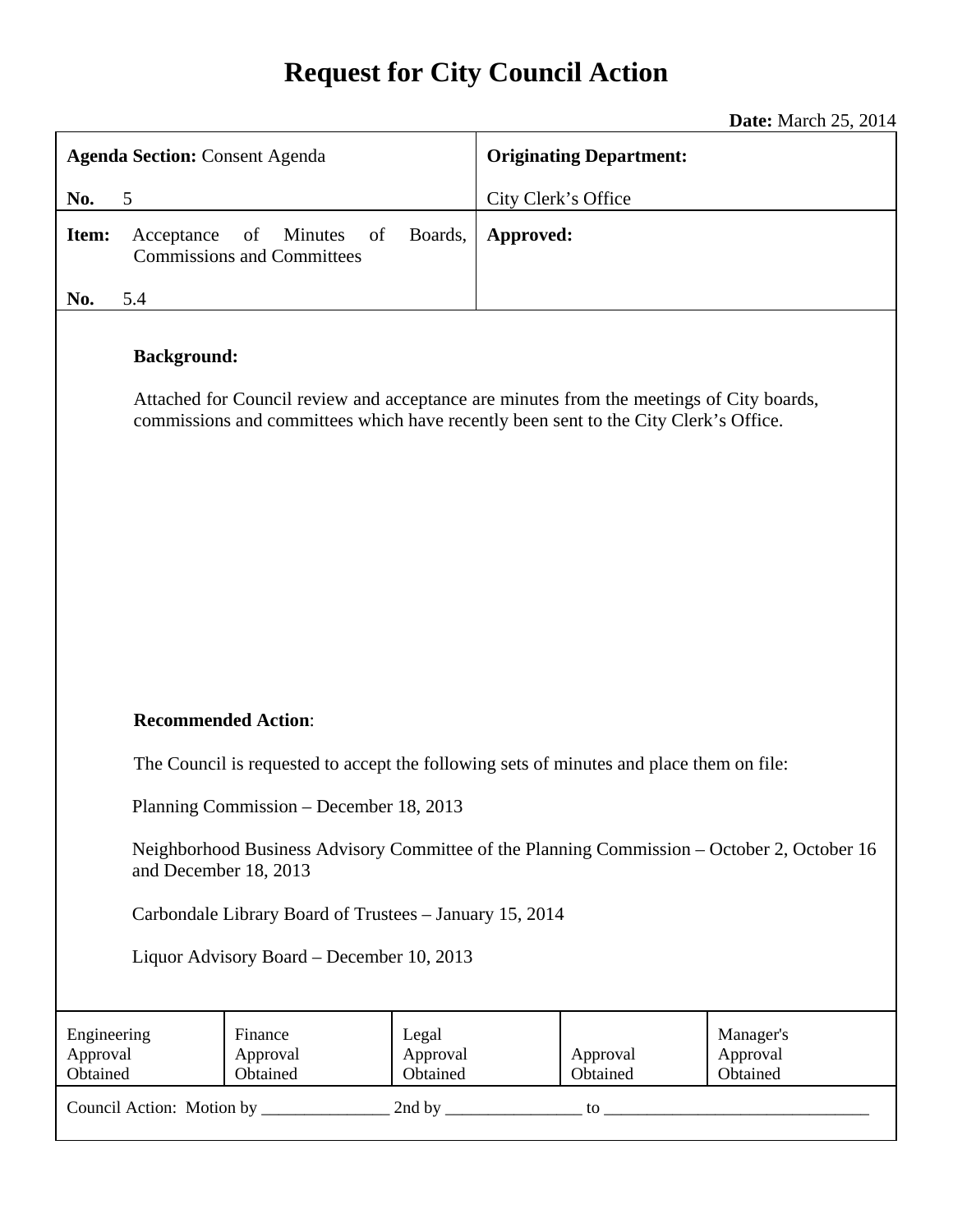# Request for City Council Action

**Date:** March 25, 2014

| **Agenda Section:** Consent Agenda<br>**No.** 5 | **Originating Department:**<br>City Clerk's Office |
| --- | --- |
| **Item:** Acceptance of Minutes of Boards, Commissions and Committees<br>**No.** 5.4 | **Approved:** |

**Background:**

Attached for Council review and acceptance are minutes from the meetings of City boards, commissions and committees which have recently been sent to the City Clerk's Office.

**Recommended Action**:

The Council is requested to accept the following sets of minutes and place them on file:

Planning Commission – December 18, 2013

Neighborhood Business Advisory Committee of the Planning Commission – October 2, October 16 and December 18, 2013

Carbondale Library Board of Trustees – January 15, 2014

Liquor Advisory Board – December 10, 2013

| Engineering Approval Obtained | Finance Approval Obtained | Legal Approval Obtained | Approval Obtained | Manager's Approval Obtained |
| --- | --- | --- | --- | --- |

Council Action: Motion by _______________ 2nd by ________________ to _______________________________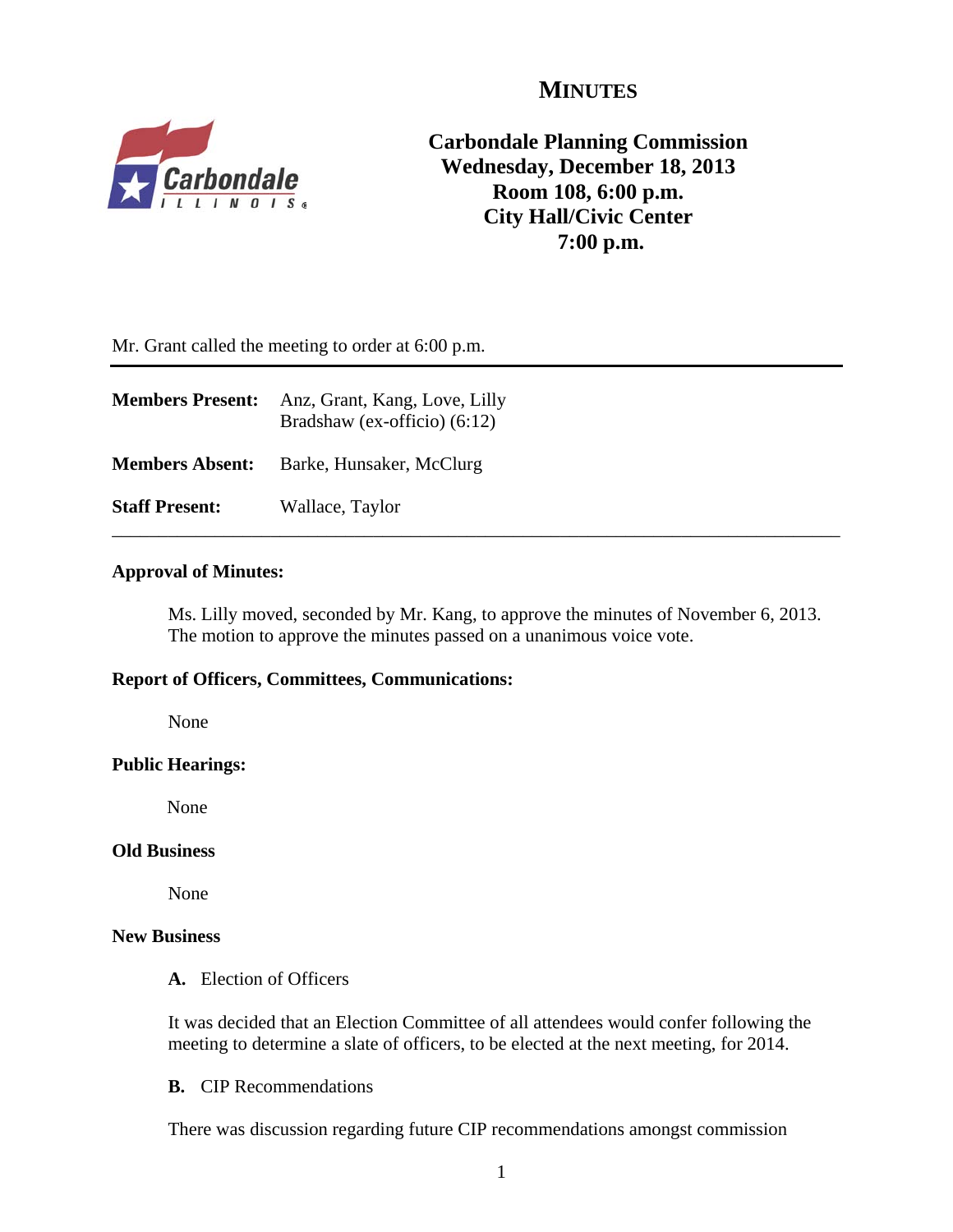# MINUTES

**Carbondale Planning Commission**
**Wednesday, December 18, 2013**
**Room 108, 6:00 p.m.**
**City Hall/Civic Center**
**7:00 p.m.**

Mr. Grant called the meeting to order at 6:00 p.m.

---

**Members Present:** Anz, Grant, Kang, Love, Lilly
Bradshaw (ex-officio) (6:12)

**Members Absent:** Barke, Hunsaker, McClurg

**Staff Present:** Wallace, Taylor

---

**Approval of Minutes:**

Ms. Lilly moved, seconded by Mr. Kang, to approve the minutes of November 6, 2013. The motion to approve the minutes passed on a unanimous voice vote.

**Report of Officers, Committees, Communications:**

None

**Public Hearings:**

None

**Old Business**

None

**New Business**

**A.** Election of Officers

It was decided that an Election Committee of all attendees would confer following the meeting to determine a slate of officers, to be elected at the next meeting, for 2014.

**B.** CIP Recommendations

There was discussion regarding future CIP recommendations amongst commission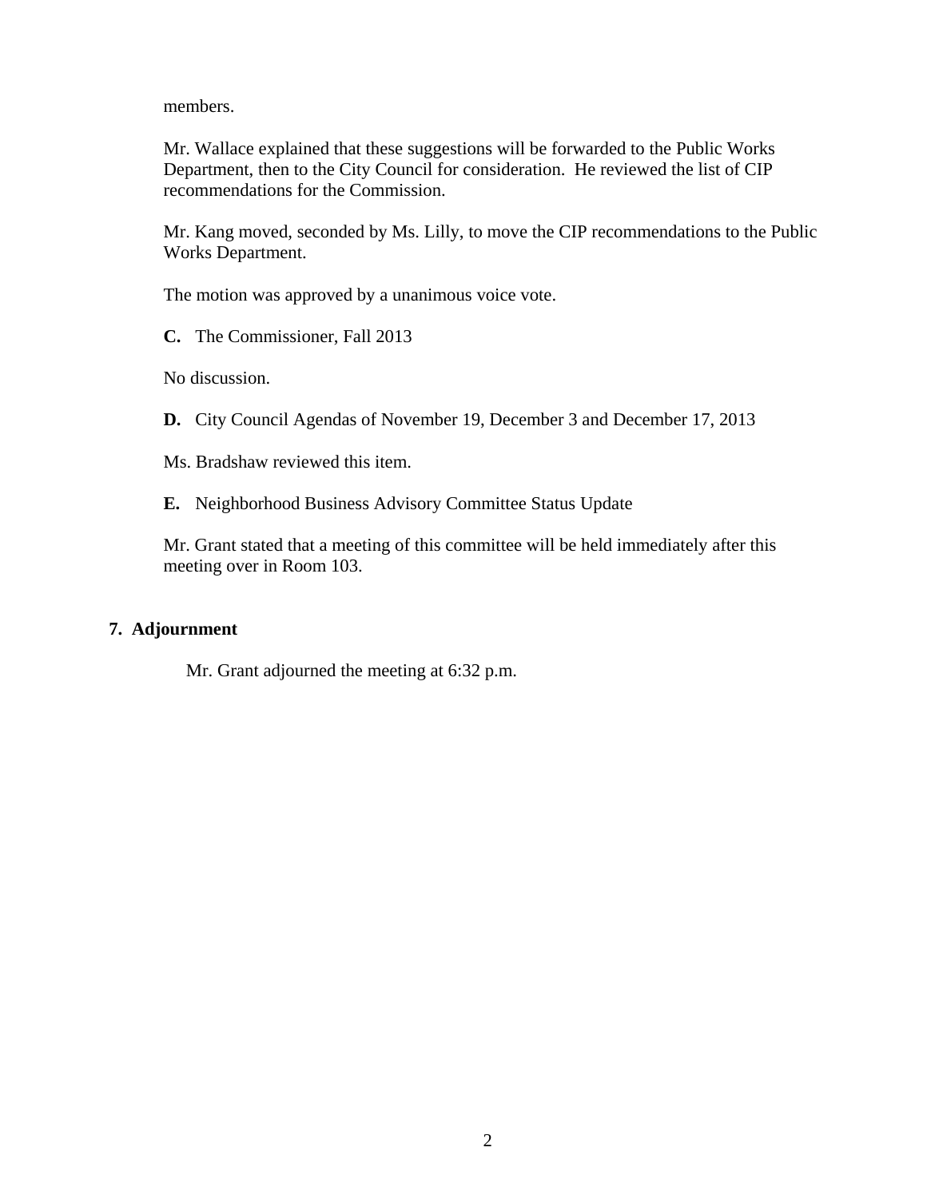members.

Mr. Wallace explained that these suggestions will be forwarded to the Public Works Department, then to the City Council for consideration. He reviewed the list of CIP recommendations for the Commission.

Mr. Kang moved, seconded by Ms. Lilly, to move the CIP recommendations to the Public Works Department.

The motion was approved by a unanimous voice vote.

**C.** The Commissioner, Fall 2013

No discussion.

**D.** City Council Agendas of November 19, December 3 and December 17, 2013

Ms. Bradshaw reviewed this item.

**E.** Neighborhood Business Advisory Committee Status Update

Mr. Grant stated that a meeting of this committee will be held immediately after this meeting over in Room 103.

## 7. Adjournment

Mr. Grant adjourned the meeting at 6:32 p.m.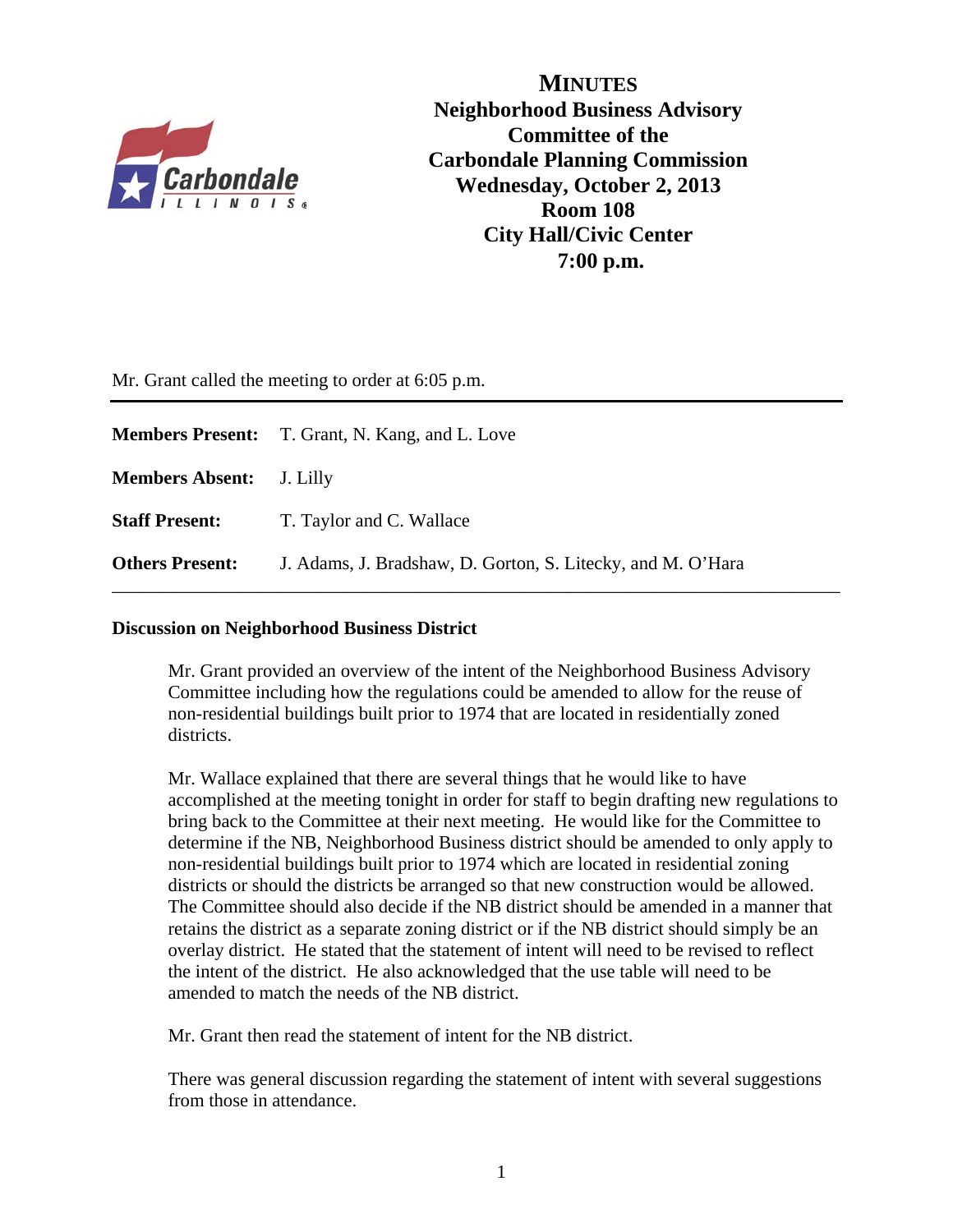# MINUTES

**Neighborhood Business Advisory Committee of the Carbondale Planning Commission**
**Wednesday, October 2, 2013**
**Room 108**
**City Hall/Civic Center**
**7:00 p.m.**

Mr. Grant called the meeting to order at 6:05 p.m.

---

**Members Present:** T. Grant, N. Kang, and L. Love

**Members Absent:** J. Lilly

**Staff Present:** T. Taylor and C. Wallace

**Others Present:** J. Adams, J. Bradshaw, D. Gorton, S. Litecky, and M. O'Hara

---

**Discussion on Neighborhood Business District**

Mr. Grant provided an overview of the intent of the Neighborhood Business Advisory Committee including how the regulations could be amended to allow for the reuse of non-residential buildings built prior to 1974 that are located in residentially zoned districts.

Mr. Wallace explained that there are several things that he would like to have accomplished at the meeting tonight in order for staff to begin drafting new regulations to bring back to the Committee at their next meeting. He would like for the Committee to determine if the NB, Neighborhood Business district should be amended to only apply to non-residential buildings built prior to 1974 which are located in residential zoning districts or should the districts be arranged so that new construction would be allowed. The Committee should also decide if the NB district should be amended in a manner that retains the district as a separate zoning district or if the NB district should simply be an overlay district. He stated that the statement of intent will need to be revised to reflect the intent of the district. He also acknowledged that the use table will need to be amended to match the needs of the NB district.

Mr. Grant then read the statement of intent for the NB district.

There was general discussion regarding the statement of intent with several suggestions from those in attendance.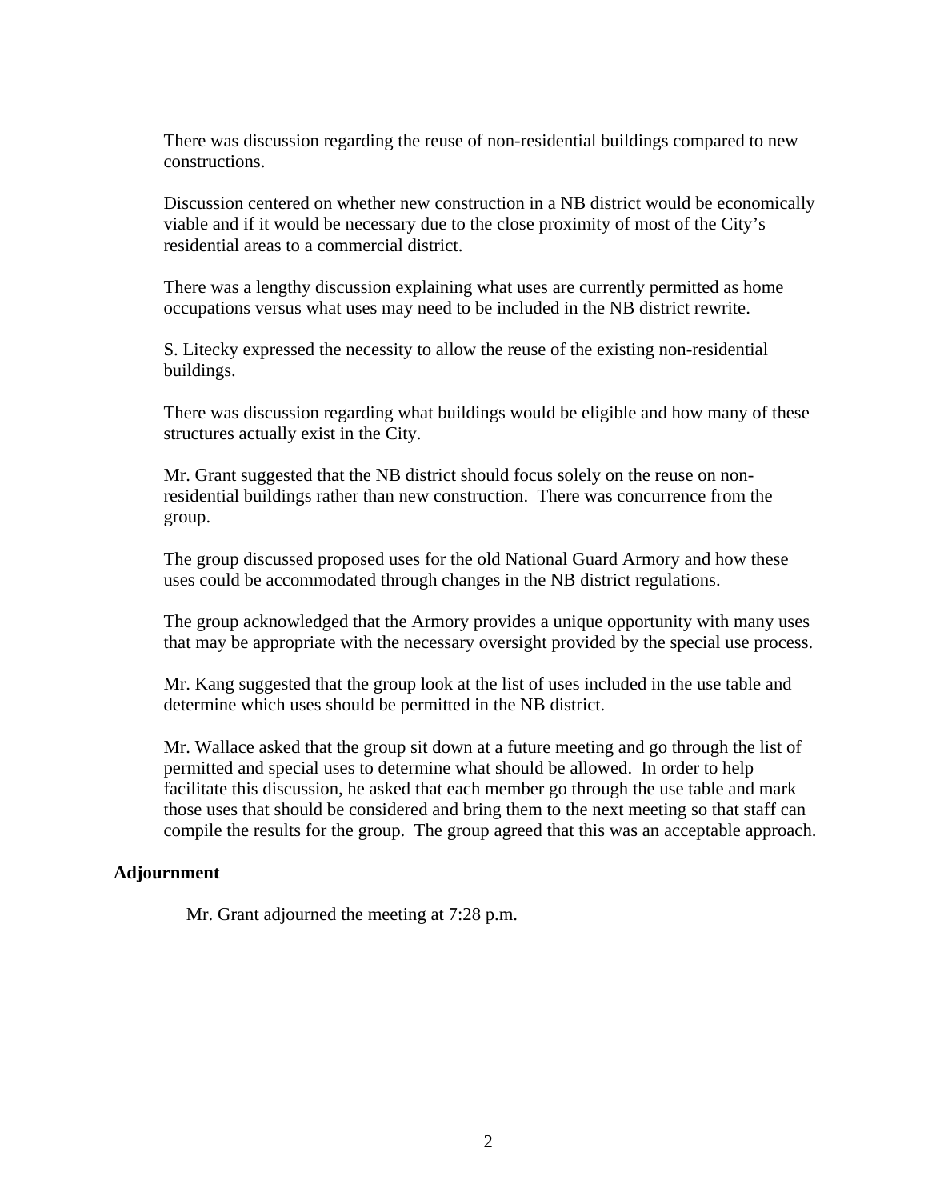There was discussion regarding the reuse of non-residential buildings compared to new constructions.

Discussion centered on whether new construction in a NB district would be economically viable and if it would be necessary due to the close proximity of most of the City's residential areas to a commercial district.

There was a lengthy discussion explaining what uses are currently permitted as home occupations versus what uses may need to be included in the NB district rewrite.

S. Litecky expressed the necessity to allow the reuse of the existing non-residential buildings.

There was discussion regarding what buildings would be eligible and how many of these structures actually exist in the City.

Mr. Grant suggested that the NB district should focus solely on the reuse on non-residential buildings rather than new construction. There was concurrence from the group.

The group discussed proposed uses for the old National Guard Armory and how these uses could be accommodated through changes in the NB district regulations.

The group acknowledged that the Armory provides a unique opportunity with many uses that may be appropriate with the necessary oversight provided by the special use process.

Mr. Kang suggested that the group look at the list of uses included in the use table and determine which uses should be permitted in the NB district.

Mr. Wallace asked that the group sit down at a future meeting and go through the list of permitted and special uses to determine what should be allowed. In order to help facilitate this discussion, he asked that each member go through the use table and mark those uses that should be considered and bring them to the next meeting so that staff can compile the results for the group. The group agreed that this was an acceptable approach.

**Adjournment**

Mr. Grant adjourned the meeting at 7:28 p.m.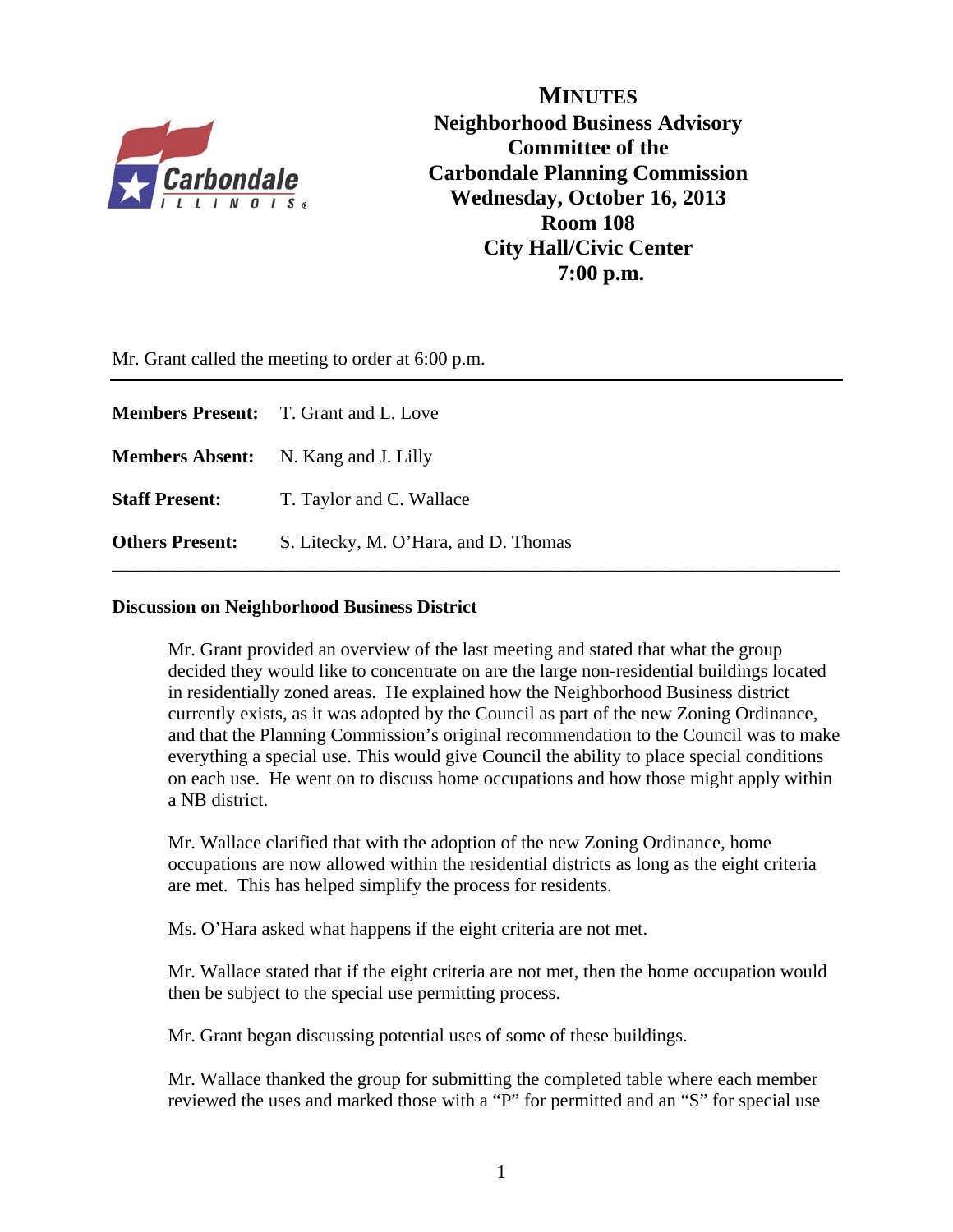# MINUTES
## Neighborhood Business Advisory Committee of the Carbondale Planning Commission
## Wednesday, October 16, 2013
## Room 108
## City Hall/Civic Center
## 7:00 p.m.

Mr. Grant called the meeting to order at 6:00 p.m.

---

**Members Present:** T. Grant and L. Love

**Members Absent:** N. Kang and J. Lilly

**Staff Present:** T. Taylor and C. Wallace

**Others Present:** S. Litecky, M. O'Hara, and D. Thomas

---

**Discussion on Neighborhood Business District**

Mr. Grant provided an overview of the last meeting and stated that what the group decided they would like to concentrate on are the large non-residential buildings located in residentially zoned areas. He explained how the Neighborhood Business district currently exists, as it was adopted by the Council as part of the new Zoning Ordinance, and that the Planning Commission's original recommendation to the Council was to make everything a special use. This would give Council the ability to place special conditions on each use. He went on to discuss home occupations and how those might apply within a NB district.

Mr. Wallace clarified that with the adoption of the new Zoning Ordinance, home occupations are now allowed within the residential districts as long as the eight criteria are met. This has helped simplify the process for residents.

Ms. O'Hara asked what happens if the eight criteria are not met.

Mr. Wallace stated that if the eight criteria are not met, then the home occupation would then be subject to the special use permitting process.

Mr. Grant began discussing potential uses of some of these buildings.

Mr. Wallace thanked the group for submitting the completed table where each member reviewed the uses and marked those with a "P" for permitted and an "S" for special use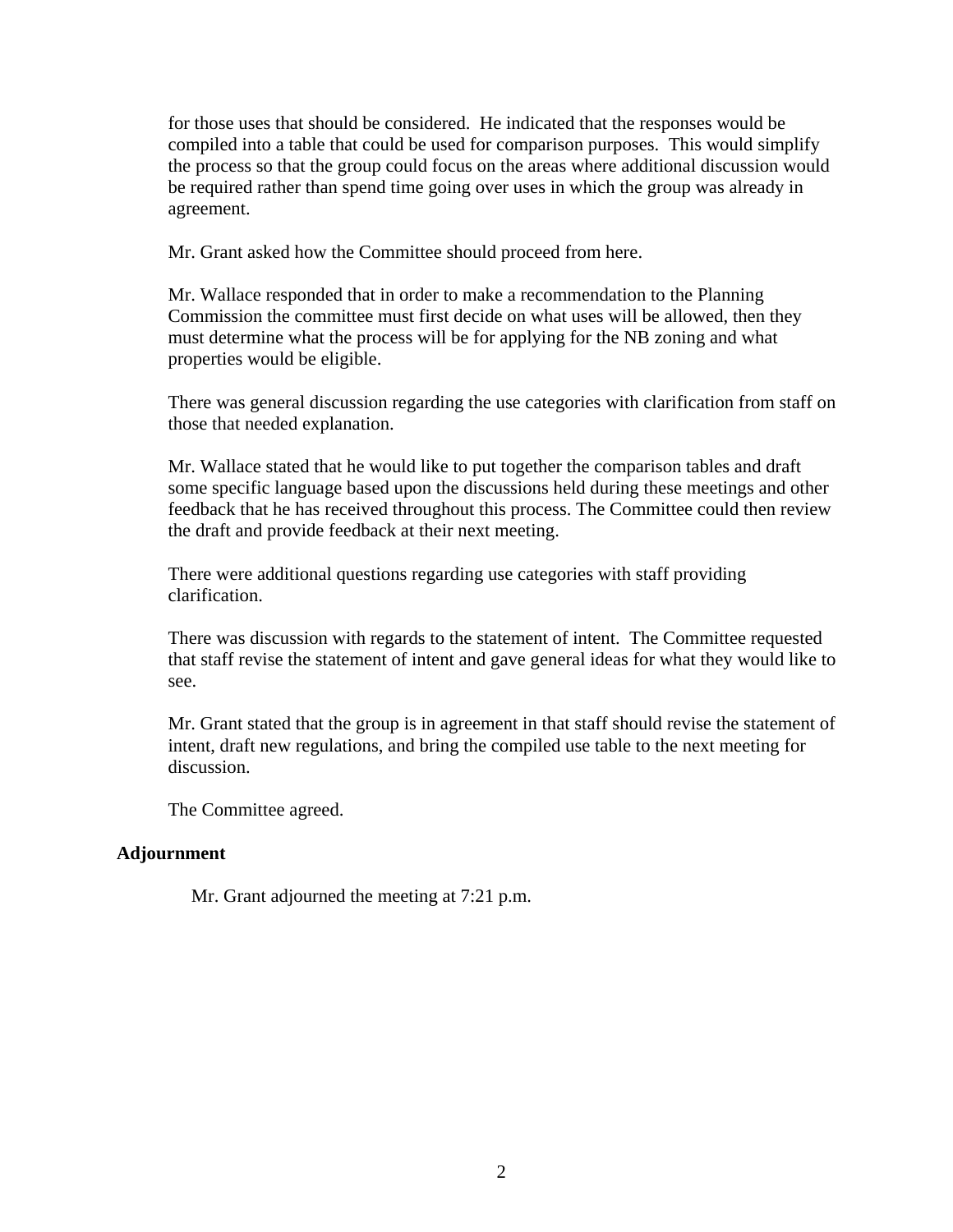for those uses that should be considered. He indicated that the responses would be compiled into a table that could be used for comparison purposes. This would simplify the process so that the group could focus on the areas where additional discussion would be required rather than spend time going over uses in which the group was already in agreement.

Mr. Grant asked how the Committee should proceed from here.

Mr. Wallace responded that in order to make a recommendation to the Planning Commission the committee must first decide on what uses will be allowed, then they must determine what the process will be for applying for the NB zoning and what properties would be eligible.

There was general discussion regarding the use categories with clarification from staff on those that needed explanation.

Mr. Wallace stated that he would like to put together the comparison tables and draft some specific language based upon the discussions held during these meetings and other feedback that he has received throughout this process. The Committee could then review the draft and provide feedback at their next meeting.

There were additional questions regarding use categories with staff providing clarification.

There was discussion with regards to the statement of intent. The Committee requested that staff revise the statement of intent and gave general ideas for what they would like to see.

Mr. Grant stated that the group is in agreement in that staff should revise the statement of intent, draft new regulations, and bring the compiled use table to the next meeting for discussion.

The Committee agreed.

**Adjournment**

Mr. Grant adjourned the meeting at 7:21 p.m.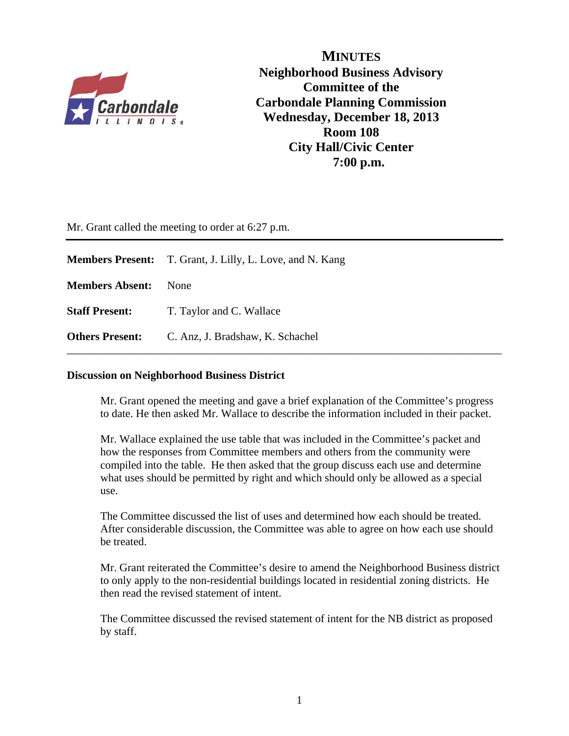# MINUTES

**Neighborhood Business Advisory Committee of the Carbondale Planning Commission**
**Wednesday, December 18, 2013**
**Room 108**
**City Hall/Civic Center**
**7:00 p.m.**

Mr. Grant called the meeting to order at 6:27 p.m.

---

**Members Present:** T. Grant, J. Lilly, L. Love, and N. Kang

**Members Absent:** None

**Staff Present:** T. Taylor and C. Wallace

**Others Present:** C. Anz, J. Bradshaw, K. Schachel

---

**Discussion on Neighborhood Business District**

Mr. Grant opened the meeting and gave a brief explanation of the Committee's progress to date. He then asked Mr. Wallace to describe the information included in their packet.

Mr. Wallace explained the use table that was included in the Committee's packet and how the responses from Committee members and others from the community were compiled into the table. He then asked that the group discuss each use and determine what uses should be permitted by right and which should only be allowed as a special use.

The Committee discussed the list of uses and determined how each should be treated. After considerable discussion, the Committee was able to agree on how each use should be treated.

Mr. Grant reiterated the Committee's desire to amend the Neighborhood Business district to only apply to the non-residential buildings located in residential zoning districts. He then read the revised statement of intent.

The Committee discussed the revised statement of intent for the NB district as proposed by staff.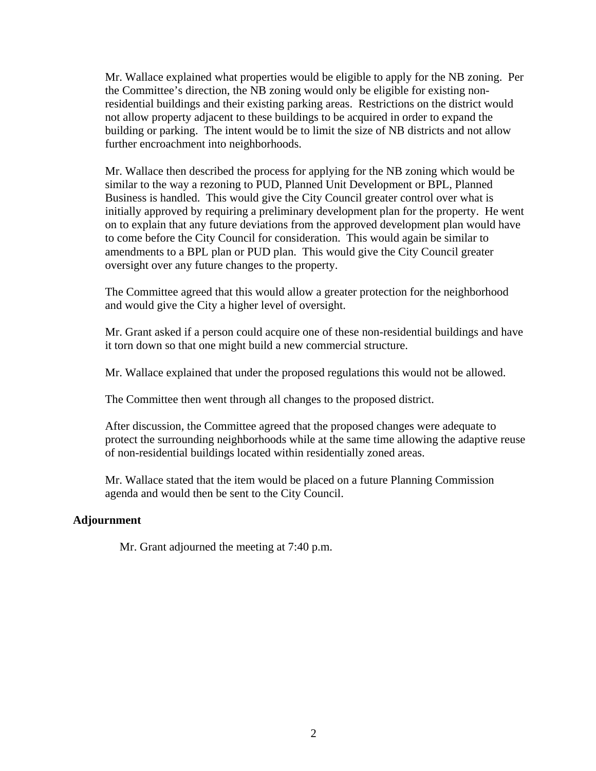Mr. Wallace explained what properties would be eligible to apply for the NB zoning. Per the Committee's direction, the NB zoning would only be eligible for existing non-residential buildings and their existing parking areas. Restrictions on the district would not allow property adjacent to these buildings to be acquired in order to expand the building or parking. The intent would be to limit the size of NB districts and not allow further encroachment into neighborhoods.

Mr. Wallace then described the process for applying for the NB zoning which would be similar to the way a rezoning to PUD, Planned Unit Development or BPL, Planned Business is handled. This would give the City Council greater control over what is initially approved by requiring a preliminary development plan for the property. He went on to explain that any future deviations from the approved development plan would have to come before the City Council for consideration. This would again be similar to amendments to a BPL plan or PUD plan. This would give the City Council greater oversight over any future changes to the property.

The Committee agreed that this would allow a greater protection for the neighborhood and would give the City a higher level of oversight.

Mr. Grant asked if a person could acquire one of these non-residential buildings and have it torn down so that one might build a new commercial structure.

Mr. Wallace explained that under the proposed regulations this would not be allowed.

The Committee then went through all changes to the proposed district.

After discussion, the Committee agreed that the proposed changes were adequate to protect the surrounding neighborhoods while at the same time allowing the adaptive reuse of non-residential buildings located within residentially zoned areas.

Mr. Wallace stated that the item would be placed on a future Planning Commission agenda and would then be sent to the City Council.

**Adjournment**

Mr. Grant adjourned the meeting at 7:40 p.m.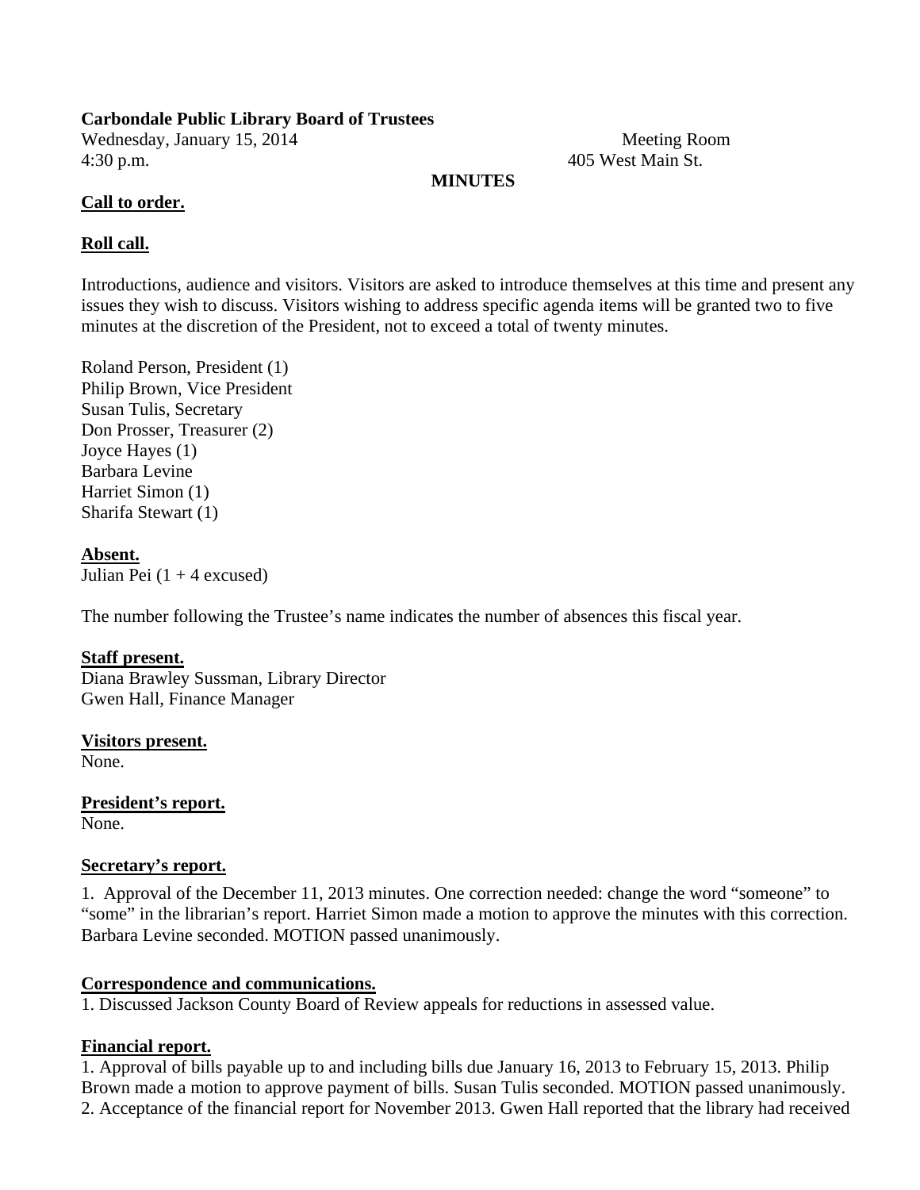**Carbondale Public Library Board of Trustees**

Wednesday, January 15, 2014 Meeting Room
4:30 p.m. 405 West Main St.

**MINUTES**

**Call to order.**

**Roll call.**

Introductions, audience and visitors. Visitors are asked to introduce themselves at this time and present any issues they wish to discuss. Visitors wishing to address specific agenda items will be granted two to five minutes at the discretion of the President, not to exceed a total of twenty minutes.

Roland Person, President (1)
Philip Brown, Vice President
Susan Tulis, Secretary
Don Prosser, Treasurer (2)
Joyce Hayes (1)
Barbara Levine
Harriet Simon (1)
Sharifa Stewart (1)

**Absent.**
Julian Pei (1 + 4 excused)

The number following the Trustee's name indicates the number of absences this fiscal year.

**Staff present.**
Diana Brawley Sussman, Library Director
Gwen Hall, Finance Manager

**Visitors present.**
None.

**President's report.**
None.

**Secretary's report.**

1. Approval of the December 11, 2013 minutes. One correction needed: change the word "someone" to "some" in the librarian's report. Harriet Simon made a motion to approve the minutes with this correction. Barbara Levine seconded. MOTION passed unanimously.

**Correspondence and communications.**

1. Discussed Jackson County Board of Review appeals for reductions in assessed value.

**Financial report.**

1. Approval of bills payable up to and including bills due January 16, 2013 to February 15, 2013. Philip Brown made a motion to approve payment of bills. Susan Tulis seconded. MOTION passed unanimously.
2. Acceptance of the financial report for November 2013. Gwen Hall reported that the library had received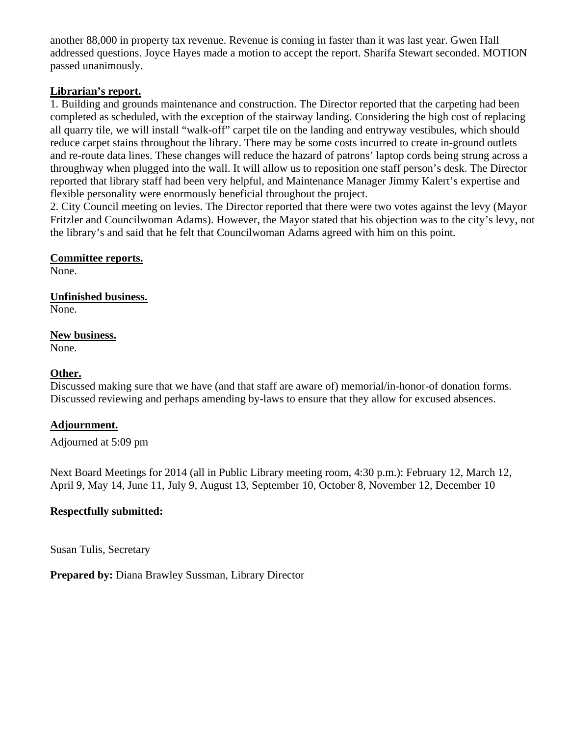another 88,000 in property tax revenue. Revenue is coming in faster than it was last year. Gwen Hall addressed questions. Joyce Hayes made a motion to accept the report. Sharifa Stewart seconded. MOTION passed unanimously.

**Librarian's report.**

1. Building and grounds maintenance and construction. The Director reported that the carpeting had been completed as scheduled, with the exception of the stairway landing. Considering the high cost of replacing all quarry tile, we will install "walk-off" carpet tile on the landing and entryway vestibules, which should reduce carpet stains throughout the library. There may be some costs incurred to create in-ground outlets and re-route data lines. These changes will reduce the hazard of patrons' laptop cords being strung across a throughway when plugged into the wall. It will allow us to reposition one staff person's desk. The Director reported that library staff had been very helpful, and Maintenance Manager Jimmy Kalert's expertise and flexible personality were enormously beneficial throughout the project.
2. City Council meeting on levies. The Director reported that there were two votes against the levy (Mayor Fritzler and Councilwoman Adams). However, the Mayor stated that his objection was to the city's levy, not the library's and said that he felt that Councilwoman Adams agreed with him on this point.

**Committee reports.**

None.

**Unfinished business.**

None.

**New business.**

None.

**Other.**

Discussed making sure that we have (and that staff are aware of) memorial/in-honor-of donation forms. Discussed reviewing and perhaps amending by-laws to ensure that they allow for excused absences.

**Adjournment.**

Adjourned at 5:09 pm

Next Board Meetings for 2014 (all in Public Library meeting room, 4:30 p.m.): February 12, March 12, April 9, May 14, June 11, July 9, August 13, September 10, October 8, November 12, December 10

**Respectfully submitted:**

Susan Tulis, Secretary

**Prepared by:** Diana Brawley Sussman, Library Director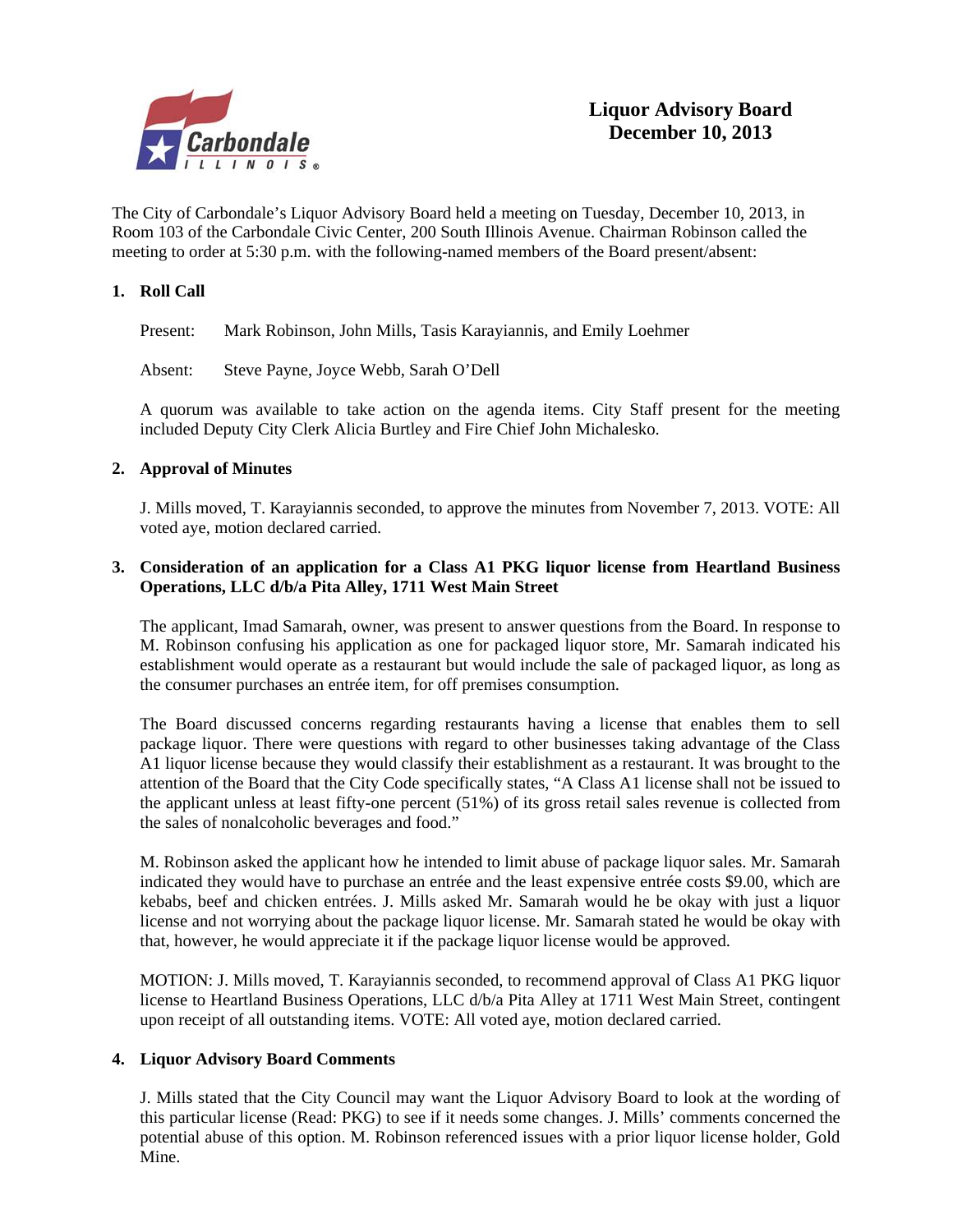# Liquor Advisory Board
## December 10, 2013

The City of Carbondale's Liquor Advisory Board held a meeting on Tuesday, December 10, 2013, in Room 103 of the Carbondale Civic Center, 200 South Illinois Avenue. Chairman Robinson called the meeting to order at 5:30 p.m. with the following-named members of the Board present/absent:

### 1. Roll Call

Present: Mark Robinson, John Mills, Tasis Karayiannis, and Emily Loehmer

Absent: Steve Payne, Joyce Webb, Sarah O'Dell

A quorum was available to take action on the agenda items. City Staff present for the meeting included Deputy City Clerk Alicia Burtley and Fire Chief John Michalesko.

### 2. Approval of Minutes

J. Mills moved, T. Karayiannis seconded, to approve the minutes from November 7, 2013. VOTE: All voted aye, motion declared carried.

### 3. Consideration of an application for a Class A1 PKG liquor license from Heartland Business Operations, LLC d/b/a Pita Alley, 1711 West Main Street

The applicant, Imad Samarah, owner, was present to answer questions from the Board. In response to M. Robinson confusing his application as one for packaged liquor store, Mr. Samarah indicated his establishment would operate as a restaurant but would include the sale of packaged liquor, as long as the consumer purchases an entrée item, for off premises consumption.

The Board discussed concerns regarding restaurants having a license that enables them to sell package liquor. There were questions with regard to other businesses taking advantage of the Class A1 liquor license because they would classify their establishment as a restaurant. It was brought to the attention of the Board that the City Code specifically states, "A Class A1 license shall not be issued to the applicant unless at least fifty-one percent (51%) of its gross retail sales revenue is collected from the sales of nonalcoholic beverages and food."

M. Robinson asked the applicant how he intended to limit abuse of package liquor sales. Mr. Samarah indicated they would have to purchase an entrée and the least expensive entrée costs $9.00, which are kebabs, beef and chicken entrées. J. Mills asked Mr. Samarah would he be okay with just a liquor license and not worrying about the package liquor license. Mr. Samarah stated he would be okay with that, however, he would appreciate it if the package liquor license would be approved.

MOTION: J. Mills moved, T. Karayiannis seconded, to recommend approval of Class A1 PKG liquor license to Heartland Business Operations, LLC d/b/a Pita Alley at 1711 West Main Street, contingent upon receipt of all outstanding items. VOTE: All voted aye, motion declared carried.

### 4. Liquor Advisory Board Comments

J. Mills stated that the City Council may want the Liquor Advisory Board to look at the wording of this particular license (Read: PKG) to see if it needs some changes. J. Mills' comments concerned the potential abuse of this option. M. Robinson referenced issues with a prior liquor license holder, Gold Mine.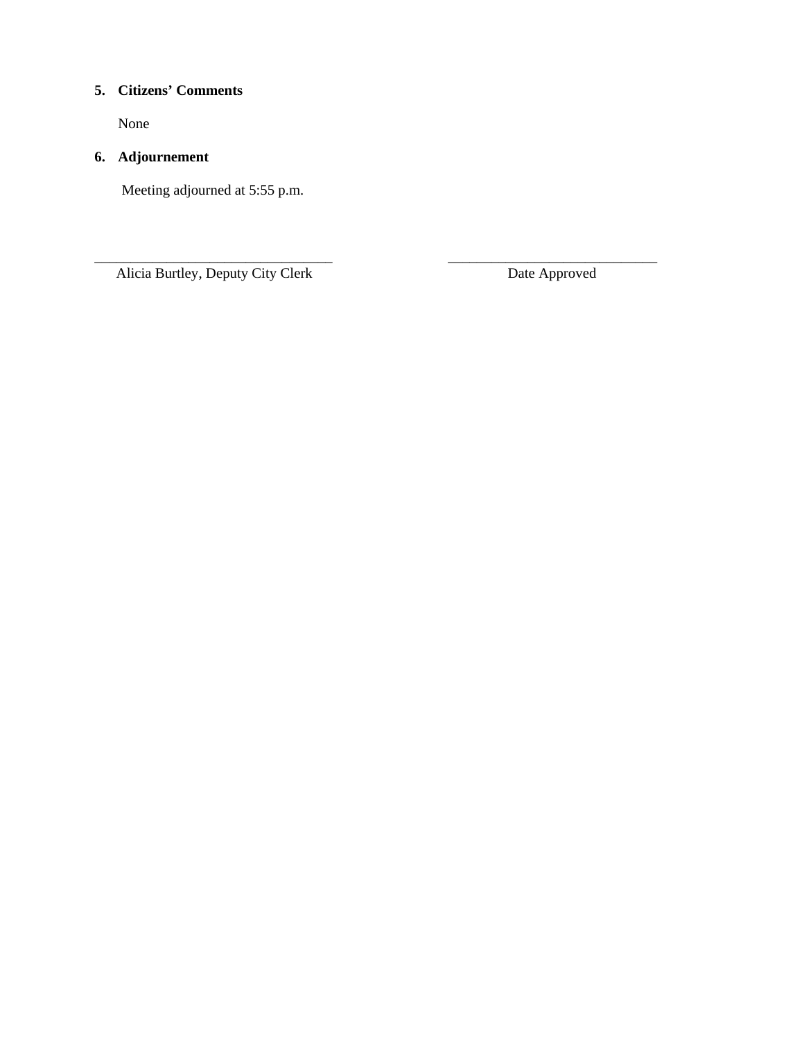**5. Citizens' Comments**

None

**6. Adjournement**

Meeting adjourned at 5:55 p.m.

\_\_\_\_\_\_\_\_\_\_\_\_\_\_\_\_\_\_\_\_\_\_\_\_\_\_\_\_\_\_\_\_\_\_ \_\_\_\_\_\_\_\_\_\_\_\_\_\_\_\_\_\_\_\_\_\_\_\_\_\_\_\_\_\_

Alicia Burtley, Deputy City Clerk Date Approved